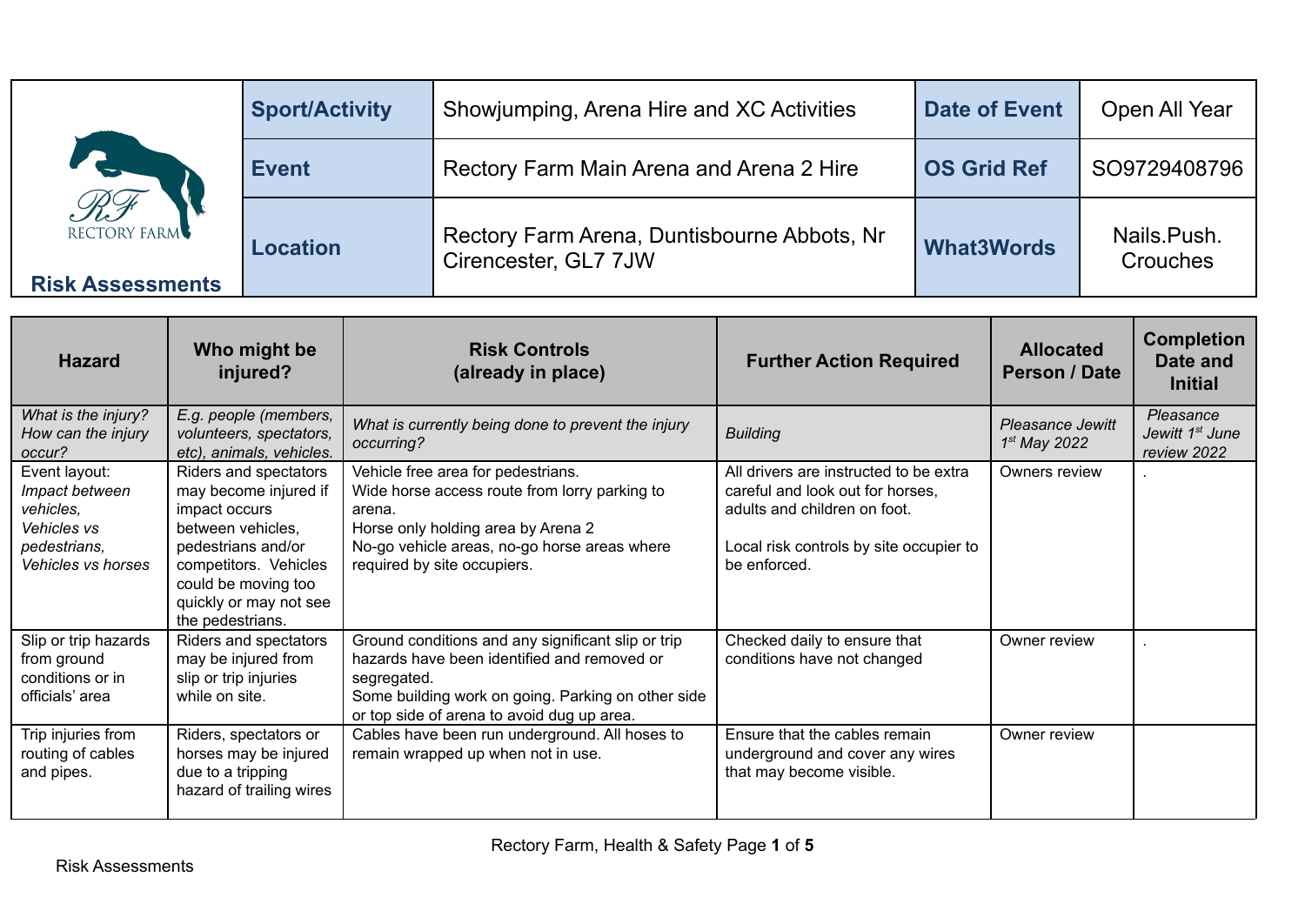RF RECTORY FARM

**Risk Assessments**

| **Sport/Activity** | Showjumping, Arena Hire and XC Activities | **Date of Event** | Open All Year |
|---|---|---|---|
| **Event** | Rectory Farm Main Arena and Arena 2 Hire | **OS Grid Ref** | SO9729408796 |
| **Location** | Rectory Farm Arena, Duntisbourne Abbots, Nr Cirencester, GL7 7JW | **What3Words** | Nails.Push. Crouches |

| Hazard | Who might be injured? | Risk Controls (already in place) | Further Action Required | Allocated Person / Date | Completion Date and Initial |
|---|---|---|---|---|---|
| *What is the injury? How can the injury occur?* | *E.g. people (members, volunteers, spectators, etc), animals, vehicles.* | *What is currently being done to prevent the injury occurring?* | *Building* | *Pleasance Jewitt 1st May 2022* | *Pleasance Jewitt 1st June review 2022* |
| Event layout: *Impact between vehicles, Vehicles vs pedestrians, Vehicles vs horses* | Riders and spectators may become injured if impact occurs between vehicles, pedestrians and/or competitors. Vehicles could be moving too quickly or may not see the pedestrians. | Vehicle free area for pedestrians.<br>Wide horse access route from lorry parking to arena.<br>Horse only holding area by Arena 2<br>No-go vehicle areas, no-go horse areas where required by site occupiers. | All drivers are instructed to be extra careful and look out for horses, adults and children on foot.<br><br>Local risk controls by site occupier to be enforced. | Owners review | . |
| Slip or trip hazards from ground conditions or in officials' area | Riders and spectators may be injured from slip or trip injuries while on site. | Ground conditions and any significant slip or trip hazards have been identified and removed or segregated.<br>Some building work on going. Parking on other side or top side of arena to avoid dug up area. | Checked daily to ensure that conditions have not changed | Owner review | . |
| Trip injuries from routing of cables and pipes. | Riders, spectators or horses may be injured due to a tripping hazard of trailing wires | Cables have been run underground. All hoses to remain wrapped up when not in use. | Ensure that the cables remain underground and cover any wires that may become visible. | Owner review | |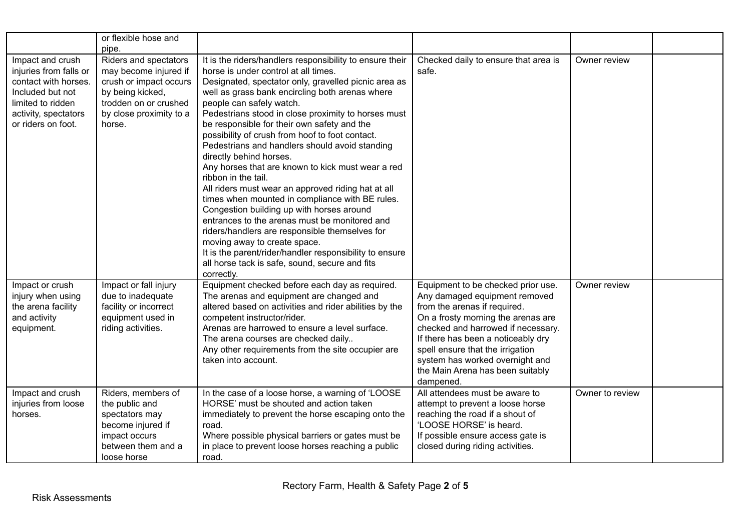| | or flexible hose and pipe. | | | | |
|---|---|---|---|---|---|
| Impact and crush injuries from falls or contact with horses. Included but not limited to ridden activity, spectators or riders on foot. | Riders and spectators may become injured if crush or impact occurs by being kicked, trodden on or crushed by close proximity to a horse. | It is the riders/handlers responsibility to ensure their horse is under control at all times. Designated, spectator only, gravelled picnic area as well as grass bank encircling both arenas where people can safely watch. Pedestrians stood in close proximity to horses must be responsible for their own safety and the possibility of crush from hoof to foot contact. Pedestrians and handlers should avoid standing directly behind horses. Any horses that are known to kick must wear a red ribbon in the tail. All riders must wear an approved riding hat at all times when mounted in compliance with BE rules. Congestion building up with horses around entrances to the arenas must be monitored and riders/handlers are responsible themselves for moving away to create space. It is the parent/rider/handler responsibility to ensure all horse tack is safe, sound, secure and fits correctly. | Checked daily to ensure that area is safe. | Owner review | |
| Impact or crush injury when using the arena facility and activity equipment. | Impact or fall injury due to inadequate facility or incorrect equipment used in riding activities. | Equipment checked before each day as required. The arenas and equipment are changed and altered based on activities and rider abilities by the competent instructor/rider. Arenas are harrowed to ensure a level surface. The arena courses are checked daily.. Any other requirements from the site occupier are taken into account. | Equipment to be checked prior use. Any damaged equipment removed from the arenas if required. On a frosty morning the arenas are checked and harrowed if necessary. If there has been a noticeably dry spell ensure that the irrigation system has worked overnight and the Main Arena has been suitably dampened. | Owner review | |
| Impact and crush injuries from loose horses. | Riders, members of the public and spectators may become injured if impact occurs between them and a loose horse | In the case of a loose horse, a warning of 'LOOSE HORSE' must be shouted and action taken immediately to prevent the horse escaping onto the road. Where possible physical barriers or gates must be in place to prevent loose horses reaching a public road. | All attendees must be aware to attempt to prevent a loose horse reaching the road if a shout of 'LOOSE HORSE' is heard. If possible ensure access gate is closed during riding activities. | Owner to review | |

Rectory Farm, Health & Safety

Risk Assessments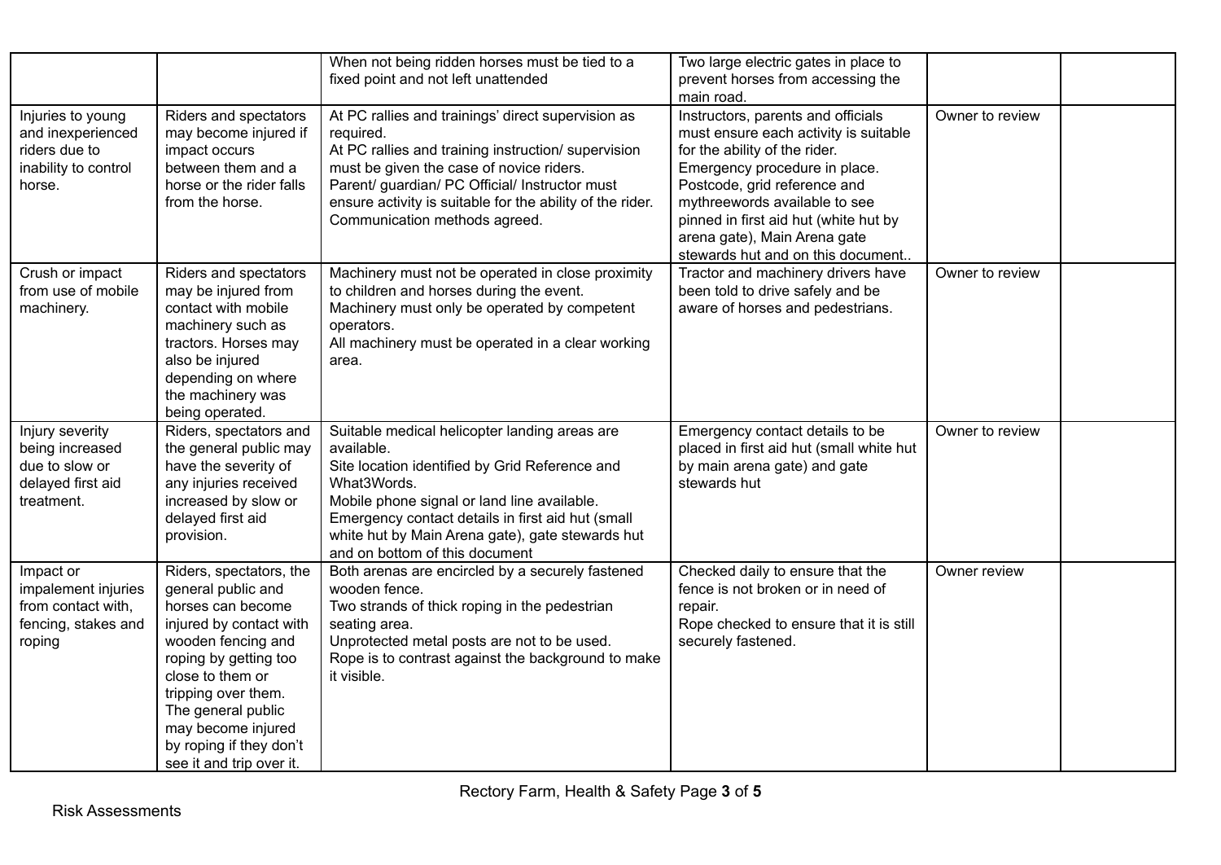| | | | | | |
|---|---|---|---|---|---|
| | | When not being ridden horses must be tied to a fixed point and not left unattended | Two large electric gates in place to prevent horses from accessing the main road. | | |
| Injuries to young and inexperienced riders due to inability to control horse. | Riders and spectators may become injured if impact occurs between them and a horse or the rider falls from the horse. | At PC rallies and trainings' direct supervision as required.<br>At PC rallies and training instruction/ supervision must be given the case of novice riders.<br>Parent/ guardian/ PC Official/ Instructor must ensure activity is suitable for the ability of the rider.<br>Communication methods agreed. | Instructors, parents and officials must ensure each activity is suitable for the ability of the rider.<br>Emergency procedure in place.<br>Postcode, grid reference and mythreewords available to see pinned in first aid hut (white hut by arena gate), Main Arena gate stewards hut and on this document.. | Owner to review | |
| Crush or impact from use of mobile machinery. | Riders and spectators may be injured from contact with mobile machinery such as tractors. Horses may also be injured depending on where the machinery was being operated. | Machinery must not be operated in close proximity to children and horses during the event.<br>Machinery must only be operated by competent operators.<br>All machinery must be operated in a clear working area. | Tractor and machinery drivers have been told to drive safely and be aware of horses and pedestrians. | Owner to review | |
| Injury severity being increased due to slow or delayed first aid treatment. | Riders, spectators and the general public may have the severity of any injuries received increased by slow or delayed first aid provision. | Suitable medical helicopter landing areas are available.<br>Site location identified by Grid Reference and What3Words.<br>Mobile phone signal or land line available.<br>Emergency contact details in first aid hut (small white hut by Main Arena gate), gate stewards hut and on bottom of this document | Emergency contact details to be placed in first aid hut (small white hut by main arena gate) and gate stewards hut | Owner to review | |
| Impact or impalement injuries from contact with, fencing, stakes and roping | Riders, spectators, the general public and horses can become injured by contact with wooden fencing and roping by getting too close to them or tripping over them. The general public may become injured by roping if they don't see it and trip over it. | Both arenas are encircled by a securely fastened wooden fence.<br>Two strands of thick roping in the pedestrian seating area.<br>Unprotected metal posts are not to be used.<br>Rope is to contrast against the background to make it visible. | Checked daily to ensure that the fence is not broken or in need of repair.<br>Rope checked to ensure that it is still securely fastened. | Owner review | |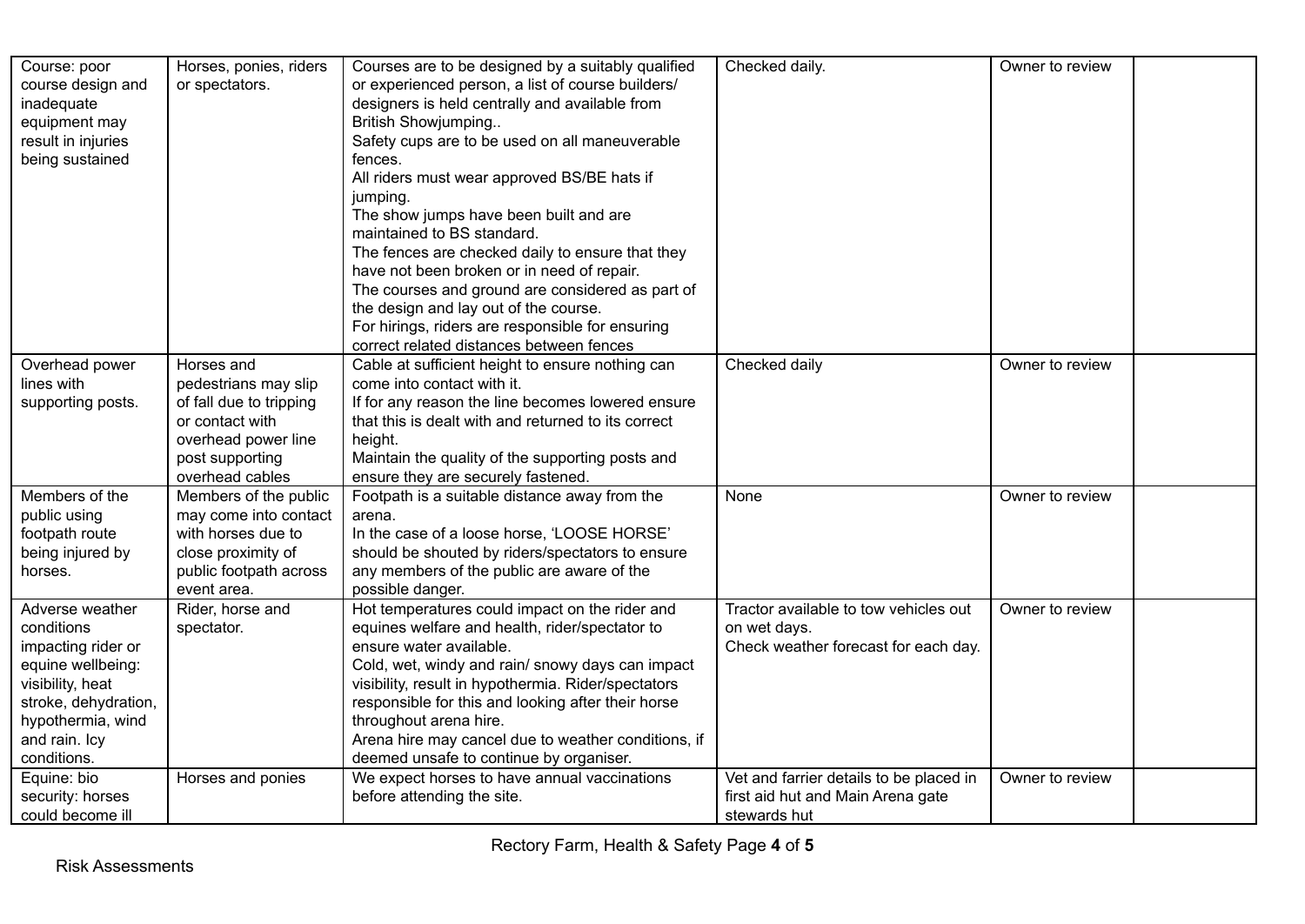| | | | | | |
|---|---|---|---|---|---|
| Course: poor course design and inadequate equipment may result in injuries being sustained | Horses, ponies, riders or spectators. | Courses are to be designed by a suitably qualified or experienced person, a list of course builders/ designers is held centrally and available from British Showjumping..<br>Safety cups are to be used on all maneuverable fences.<br>All riders must wear approved BS/BE hats if jumping.<br>The show jumps have been built and are maintained to BS standard.<br>The fences are checked daily to ensure that they have not been broken or in need of repair.<br>The courses and ground are considered as part of the design and lay out of the course.<br>For hirings, riders are responsible for ensuring correct related distances between fences | Checked daily. | Owner to review | |
| Overhead power lines with supporting posts. | Horses and pedestrians may slip of fall due to tripping or contact with overhead power line post supporting overhead cables | Cable at sufficient height to ensure nothing can come into contact with it.<br>If for any reason the line becomes lowered ensure that this is dealt with and returned to its correct height.<br>Maintain the quality of the supporting posts and ensure they are securely fastened. | Checked daily | Owner to review | |
| Members of the public using footpath route being injured by horses. | Members of the public may come into contact with horses due to close proximity of public footpath across event area. | Footpath is a suitable distance away from the arena.<br>In the case of a loose horse, 'LOOSE HORSE' should be shouted by riders/spectators to ensure any members of the public are aware of the possible danger. | None | Owner to review | |
| Adverse weather conditions impacting rider or equine wellbeing: visibility, heat stroke, dehydration, hypothermia, wind and rain. Icy conditions. | Rider, horse and spectator. | Hot temperatures could impact on the rider and equines welfare and health, rider/spectator to ensure water available.<br>Cold, wet, windy and rain/ snowy days can impact visibility, result in hypothermia. Rider/spectators responsible for this and looking after their horse throughout arena hire.<br>Arena hire may cancel due to weather conditions, if deemed unsafe to continue by organiser. | Tractor available to tow vehicles out on wet days.<br>Check weather forecast for each day. | Owner to review | |
| Equine: bio security: horses could become ill | Horses and ponies | We expect horses to have annual vaccinations before attending the site. | Vet and farrier details to be placed in first aid hut and Main Arena gate stewards hut | Owner to review | |

Risk Assessments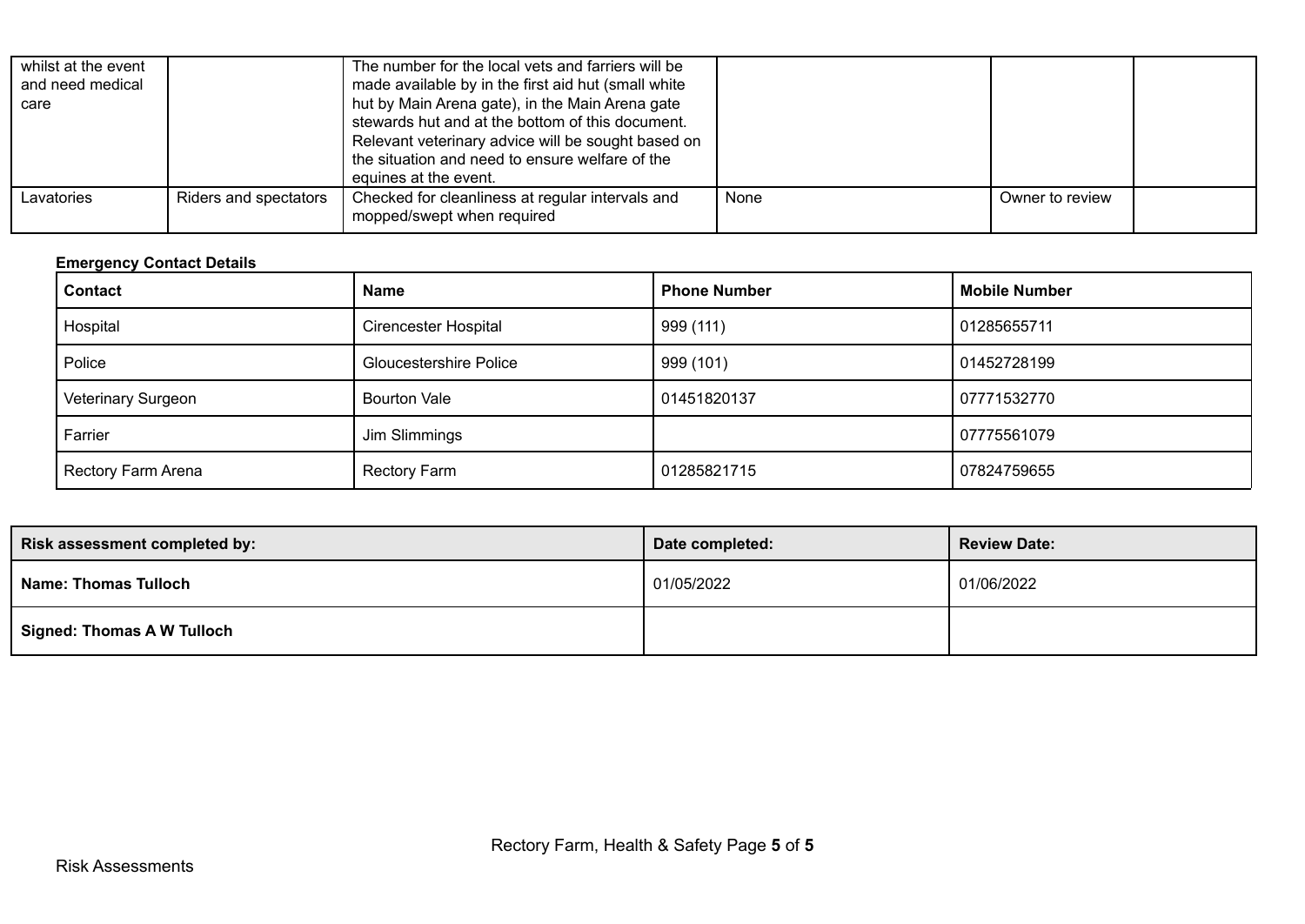| | | | | | |
|---|---|---|---|---|---|
| whilst at the event and need medical care | | The number for the local vets and farriers will be made available by in the first aid hut (small white hut by Main Arena gate), in the Main Arena gate stewards hut and at the bottom of this document. Relevant veterinary advice will be sought based on the situation and need to ensure welfare of the equines at the event. | | | |
| Lavatories | Riders and spectators | Checked for cleanliness at regular intervals and mopped/swept when required | None | Owner to review | |

**Emergency Contact Details**

| Contact | Name | Phone Number | Mobile Number |
|---|---|---|---|
| Hospital | Cirencester Hospital | 999 (111) | 01285655711 |
| Police | Gloucestershire Police | 999 (101) | 01452728199 |
| Veterinary Surgeon | Bourton Vale | 01451820137 | 07771532770 |
| Farrier | Jim Slimmings | | 07775561079 |
| Rectory Farm Arena | Rectory Farm | 01285821715 | 07824759655 |

| Risk assessment completed by: | Date completed: | Review Date: |
|---|---|---|
| **Name: Thomas Tulloch** | 01/05/2022 | 01/06/2022 |
| **Signed: Thomas A W Tulloch** | | |